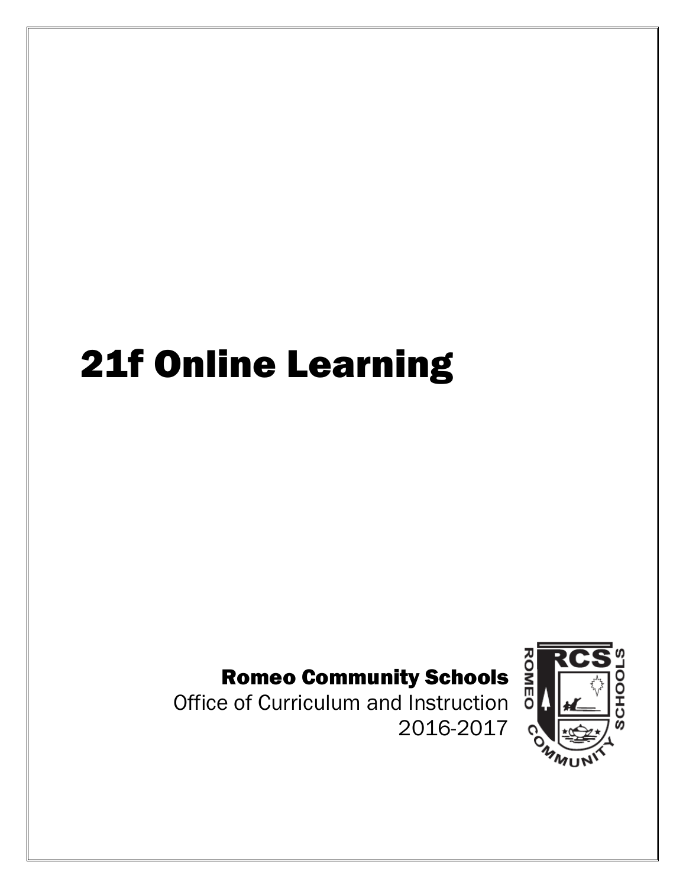# 21f Online Learning

**Romeo Community Schools**

Office of Curriculum and Instruction

2016-2017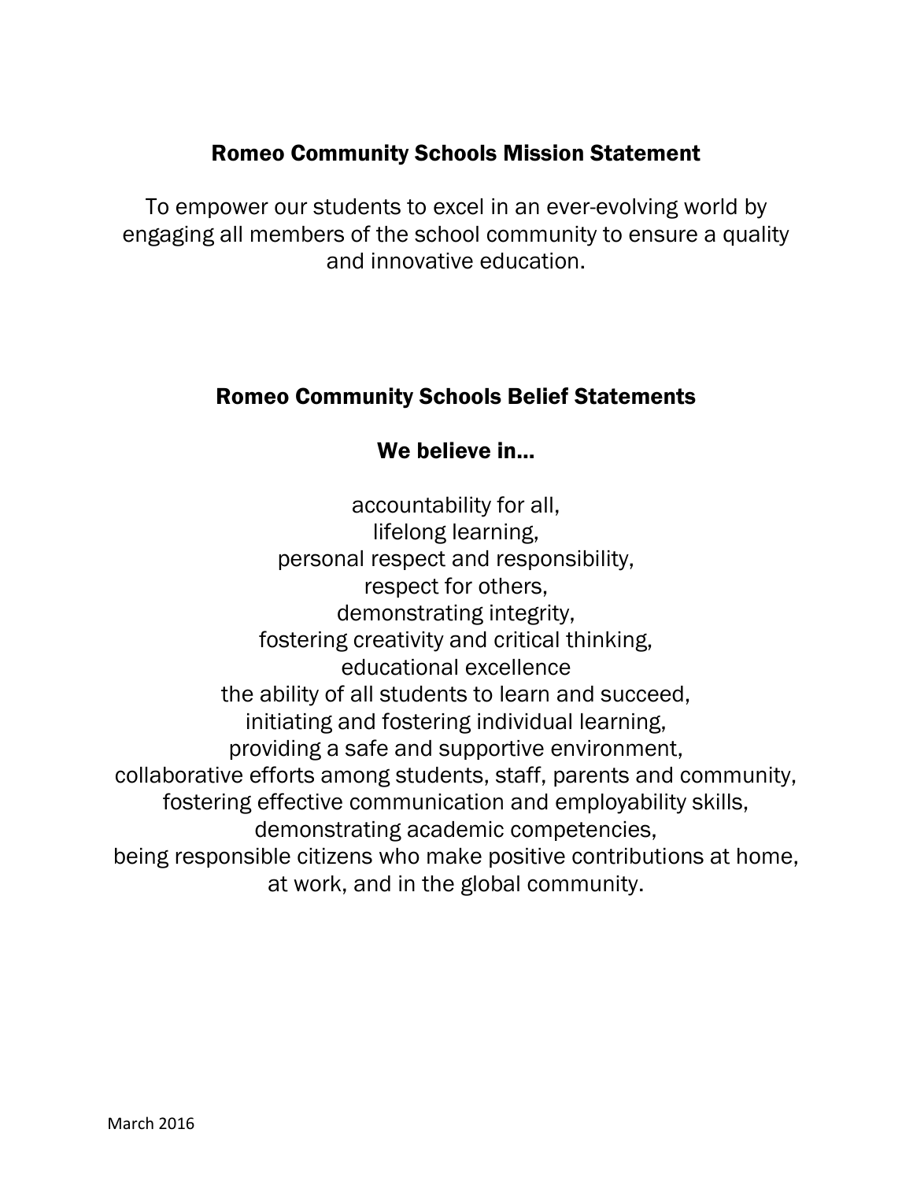## Romeo Community Schools Mission Statement

To empower our students to excel in an ever-evolving world by engaging all members of the school community to ensure a quality and innovative education.

## Romeo Community Schools Belief Statements

### We believe in…

accountability for all,
lifelong learning,
personal respect and responsibility,
respect for others,
demonstrating integrity,
fostering creativity and critical thinking,
educational excellence
the ability of all students to learn and succeed,
initiating and fostering individual learning,
providing a safe and supportive environment,
collaborative efforts among students, staff, parents and community,
fostering effective communication and employability skills,
demonstrating academic competencies,
being responsible citizens who make positive contributions at home, at work, and in the global community.

March 2016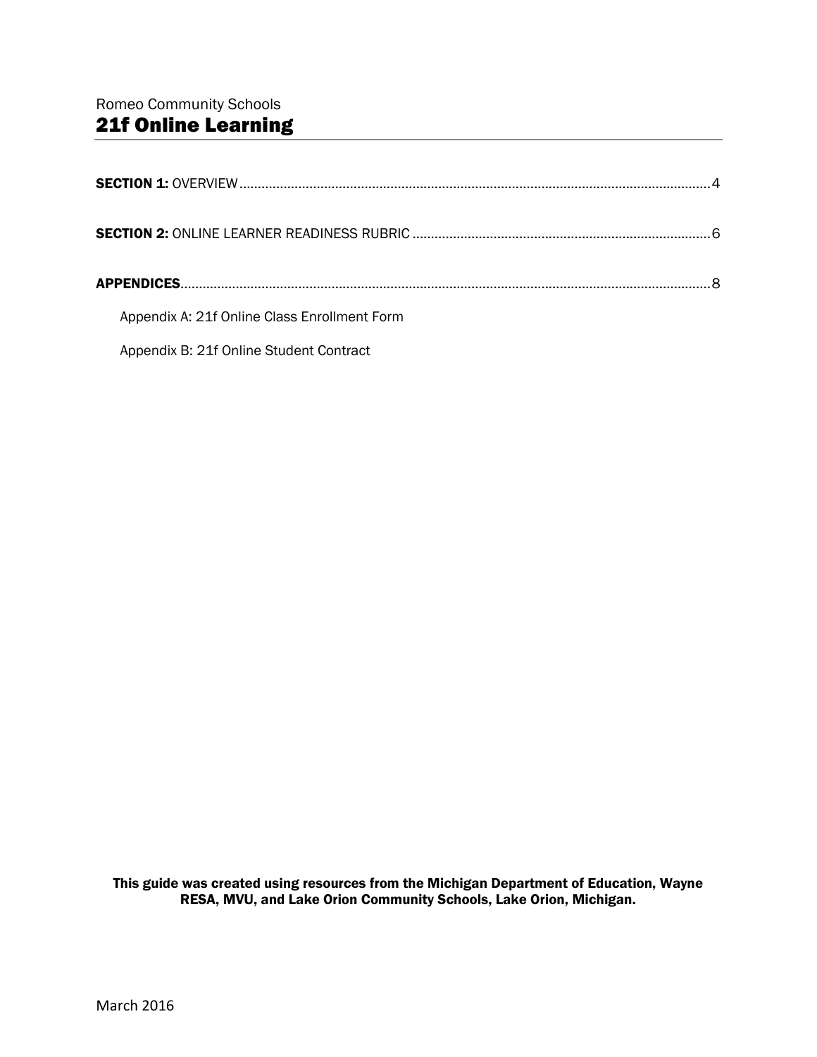Romeo Community Schools

# 21f Online Learning

**SECTION 1:** OVERVIEW ........................................................................................................................ 4

**SECTION 2:** ONLINE LEARNER READINESS RUBRIC ................................................................................ 6

**APPENDICES** ........................................................................................................................................ 8

- Appendix A: 21f Online Class Enrollment Form
- Appendix B: 21f Online Student Contract

**This guide was created using resources from the Michigan Department of Education, Wayne RESA, MVU, and Lake Orion Community Schools, Lake Orion, Michigan.**

March 2016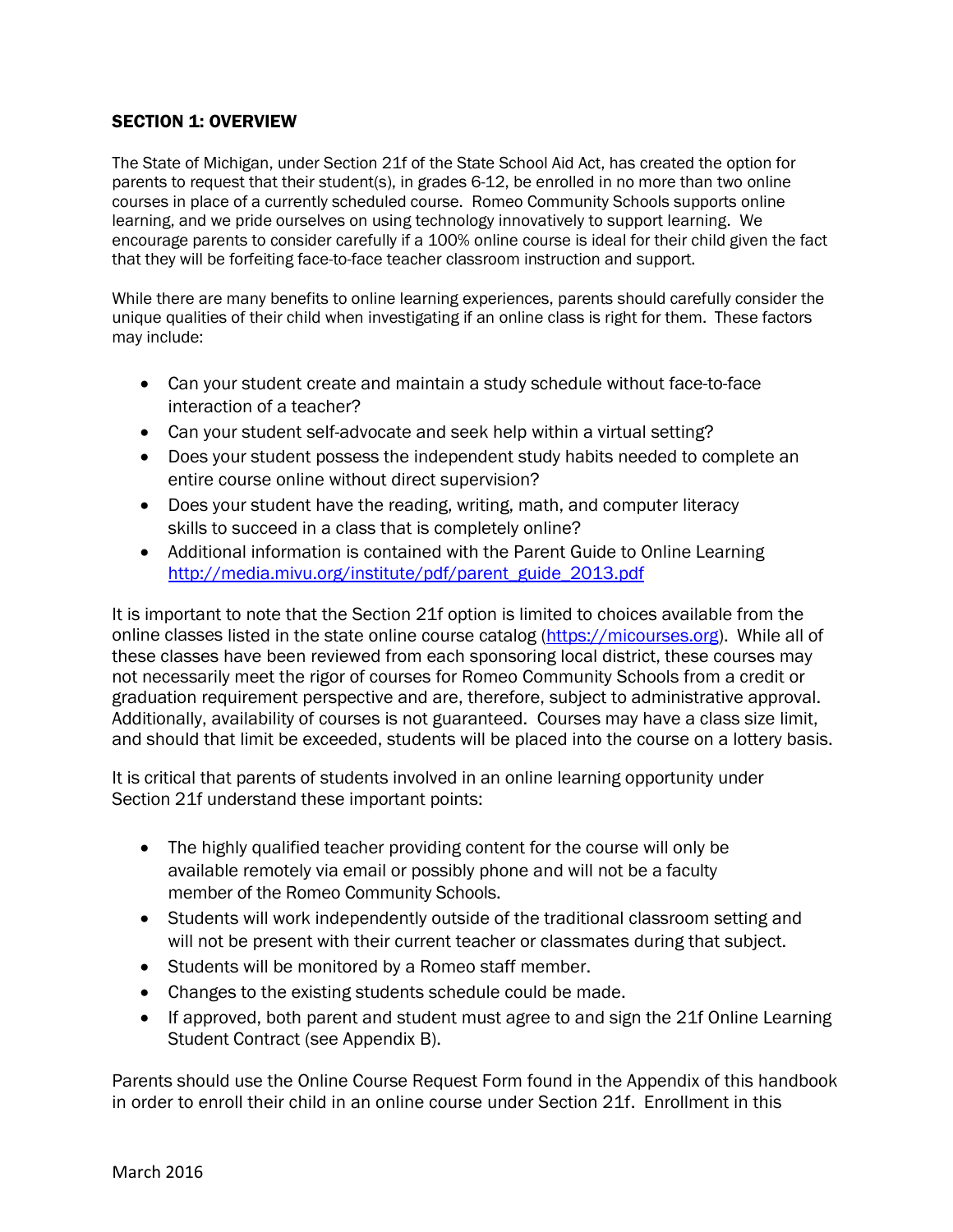### SECTION 1: OVERVIEW

The State of Michigan, under Section 21f of the State School Aid Act, has created the option for parents to request that their student(s), in grades 6-12, be enrolled in no more than two online courses in place of a currently scheduled course. Romeo Community Schools supports online learning, and we pride ourselves on using technology innovatively to support learning. We encourage parents to consider carefully if a 100% online course is ideal for their child given the fact that they will be forfeiting face-to-face teacher classroom instruction and support.

While there are many benefits to online learning experiences, parents should carefully consider the unique qualities of their child when investigating if an online class is right for them. These factors may include:

- Can your student create and maintain a study schedule without face-to-face interaction of a teacher?
- Can your student self-advocate and seek help within a virtual setting?
- Does your student possess the independent study habits needed to complete an entire course online without direct supervision?
- Does your student have the reading, writing, math, and computer literacy skills to succeed in a class that is completely online?
- Additional information is contained with the Parent Guide to Online Learning [http://media.mivu.org/institute/pdf/parent_guide_2013.pdf](http://media.mivu.org/institute/pdf/parent_guide_2013.pdf)

It is important to note that the Section 21f option is limited to choices available from the online classes listed in the state online course catalog ([https://micourses.org](https://micourses.org)). While all of these classes have been reviewed from each sponsoring local district, these courses may not necessarily meet the rigor of courses for Romeo Community Schools from a credit or graduation requirement perspective and are, therefore, subject to administrative approval. Additionally, availability of courses is not guaranteed. Courses may have a class size limit, and should that limit be exceeded, students will be placed into the course on a lottery basis.

It is critical that parents of students involved in an online learning opportunity under Section 21f understand these important points:

- The highly qualified teacher providing content for the course will only be available remotely via email or possibly phone and will not be a faculty member of the Romeo Community Schools.
- Students will work independently outside of the traditional classroom setting and will not be present with their current teacher or classmates during that subject.
- Students will be monitored by a Romeo staff member.
- Changes to the existing students schedule could be made.
- If approved, both parent and student must agree to and sign the 21f Online Learning Student Contract (see Appendix B).

Parents should use the Online Course Request Form found in the Appendix of this handbook in order to enroll their child in an online course under Section 21f. Enrollment in this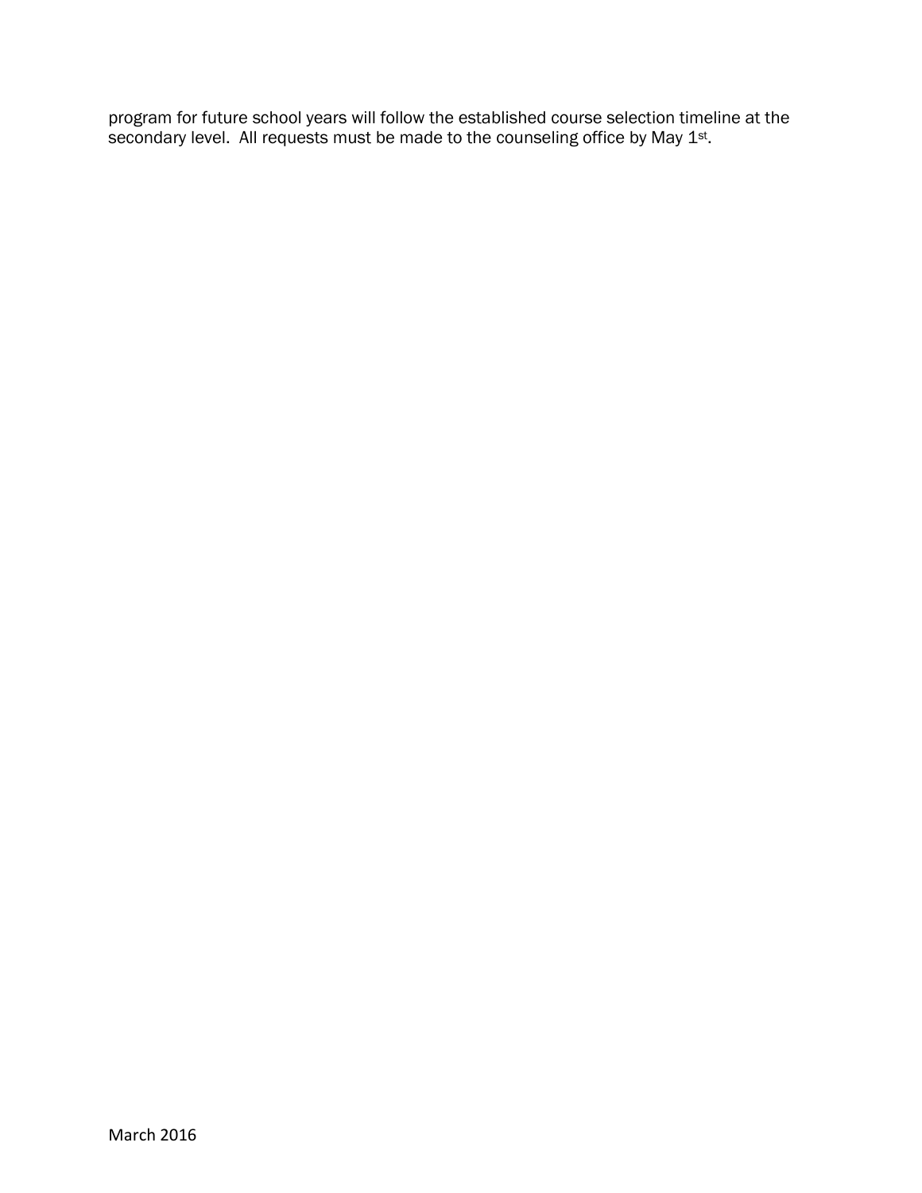program for future school years will follow the established course selection timeline at the secondary level. All requests must be made to the counseling office by May 1st.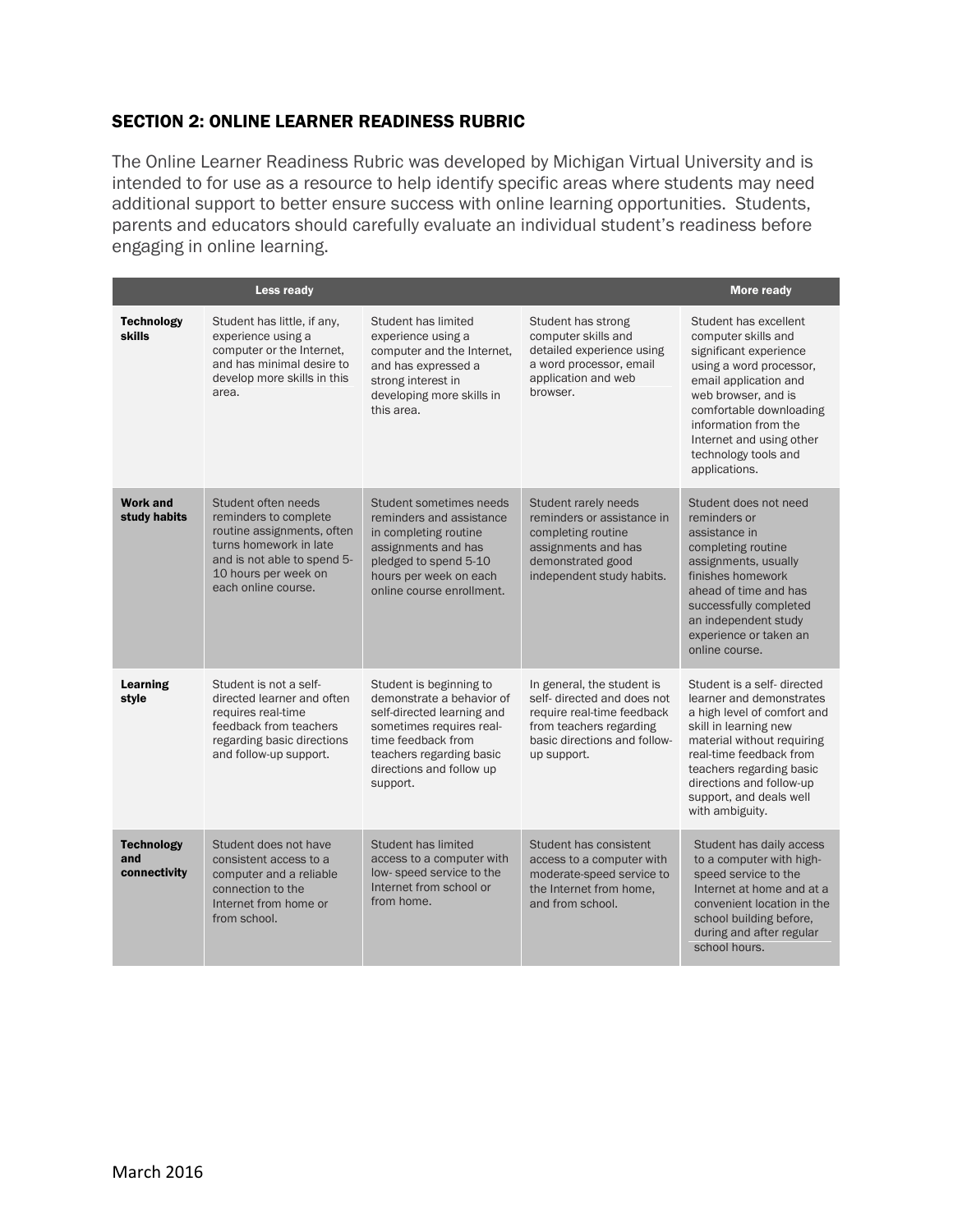## SECTION 2: ONLINE LEARNER READINESS RUBRIC

The Online Learner Readiness Rubric was developed by Michigan Virtual University and is intended to for use as a resource to help identify specific areas where students may need additional support to better ensure success with online learning opportunities. Students, parents and educators should carefully evaluate an individual student's readiness before engaging in online learning.

| | Less ready | | | More ready |
|---|---|---|---|---|
| **Technology skills** | Student has little, if any, experience using a computer or the Internet, and has minimal desire to develop more skills in this area. | Student has limited experience using a computer and the Internet, and has expressed a strong interest in developing more skills in this area. | Student has strong computer skills and detailed experience using a word processor, email application and web browser. | Student has excellent computer skills and significant experience using a word processor, email application and web browser, and is comfortable downloading information from the Internet and using other technology tools and applications. |
| **Work and study habits** | Student often needs reminders to complete routine assignments, often turns homework in late and is not able to spend 5-10 hours per week on each online course. | Student sometimes needs reminders and assistance in completing routine assignments and has pledged to spend 5-10 hours per week on each online course enrollment. | Student rarely needs reminders or assistance in completing routine assignments and has demonstrated good independent study habits. | Student does not need reminders or assistance in completing routine assignments, usually finishes homework ahead of time and has successfully completed an independent study experience or taken an online course. |
| **Learning style** | Student is not a self-directed learner and often requires real-time feedback from teachers regarding basic directions and follow-up support. | Student is beginning to demonstrate a behavior of self-directed learning and sometimes requires real-time feedback from teachers regarding basic directions and follow up support. | In general, the student is self- directed and does not require real-time feedback from teachers regarding basic directions and follow-up support. | Student is a self- directed learner and demonstrates a high level of comfort and skill in learning new material without requiring real-time feedback from teachers regarding basic directions and follow-up support, and deals well with ambiguity. |
| **Technology and connectivity** | Student does not have consistent access to a computer and a reliable connection to the Internet from home or from school. | Student has limited access to a computer with low- speed service to the Internet from school or from home. | Student has consistent access to a computer with moderate-speed service to the Internet from home, and from school. | Student has daily access to a computer with high-speed service to the Internet at home and at a convenient location in the school building before, during and after regular school hours. |

March 2016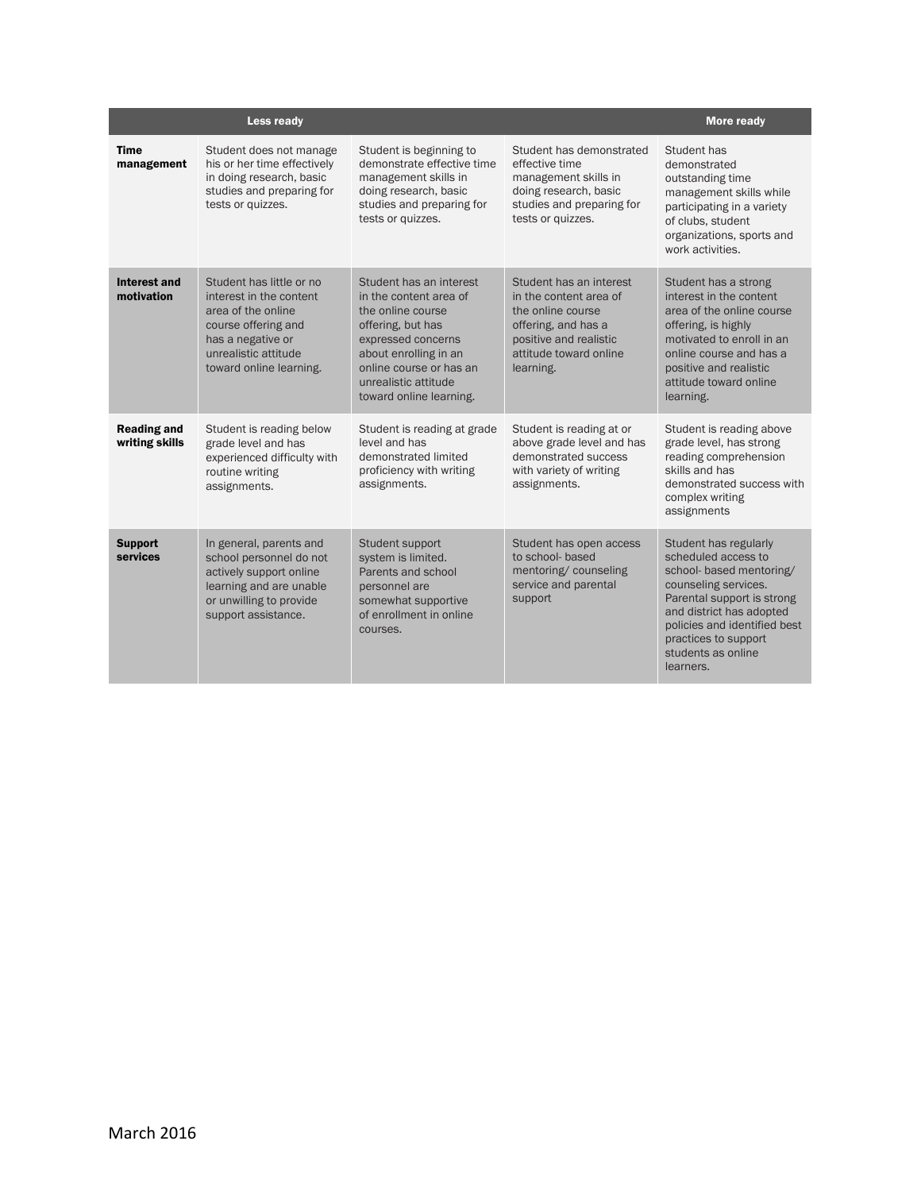| | Less ready | | | More ready |
|---|---|---|---|---|
| **Time management** | Student does not manage his or her time effectively in doing research, basic studies and preparing for tests or quizzes. | Student is beginning to demonstrate effective time management skills in doing research, basic studies and preparing for tests or quizzes. | Student has demonstrated effective time management skills in doing research, basic studies and preparing for tests or quizzes. | Student has demonstrated outstanding time management skills while participating in a variety of clubs, student organizations, sports and work activities. |
| **Interest and motivation** | Student has little or no interest in the content area of the online course offering and has a negative or unrealistic attitude toward online learning. | Student has an interest in the content area of the online course offering, but has expressed concerns about enrolling in an online course or has an unrealistic attitude toward online learning. | Student has an interest in the content area of the online course offering, and has a positive and realistic attitude toward online learning. | Student has a strong interest in the content area of the online course offering, is highly motivated to enroll in an online course and has a positive and realistic attitude toward online learning. |
| **Reading and writing skills** | Student is reading below grade level and has experienced difficulty with routine writing assignments. | Student is reading at grade level and has demonstrated limited proficiency with writing assignments. | Student is reading at or above grade level and has demonstrated success with variety of writing assignments. | Student is reading above grade level, has strong reading comprehension skills and has demonstrated success with complex writing assignments |
| **Support services** | In general, parents and school personnel do not actively support online learning and are unable or unwilling to provide support assistance. | Student support system is limited. Parents and school personnel are somewhat supportive of enrollment in online courses. | Student has open access to school- based mentoring/ counseling service and parental support | Student has regularly scheduled access to school- based mentoring/ counseling services. Parental support is strong and district has adopted policies and identified best practices to support students as online learners. |

March 2016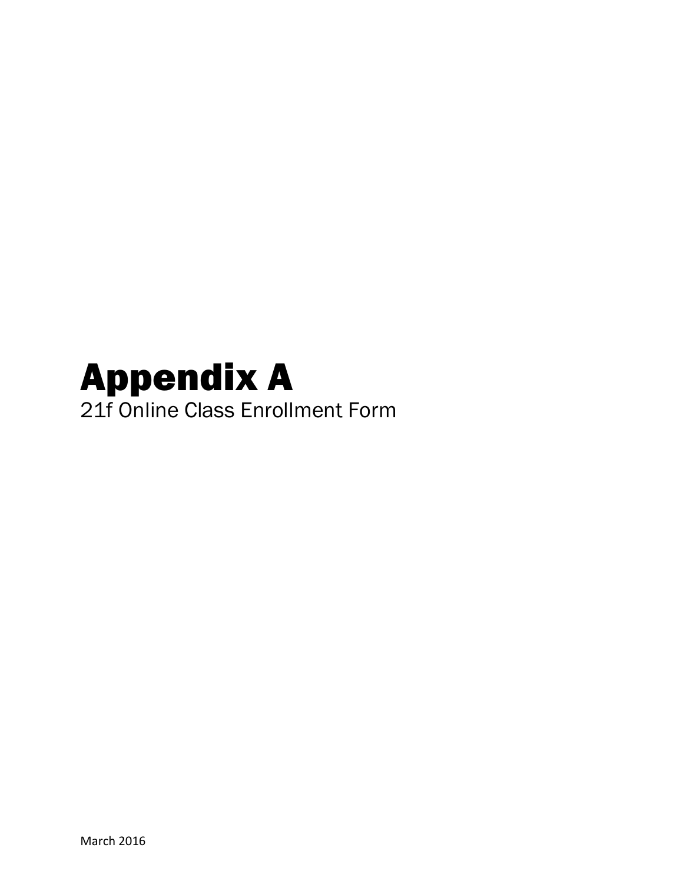# Appendix A

21f Online Class Enrollment Form

March 2016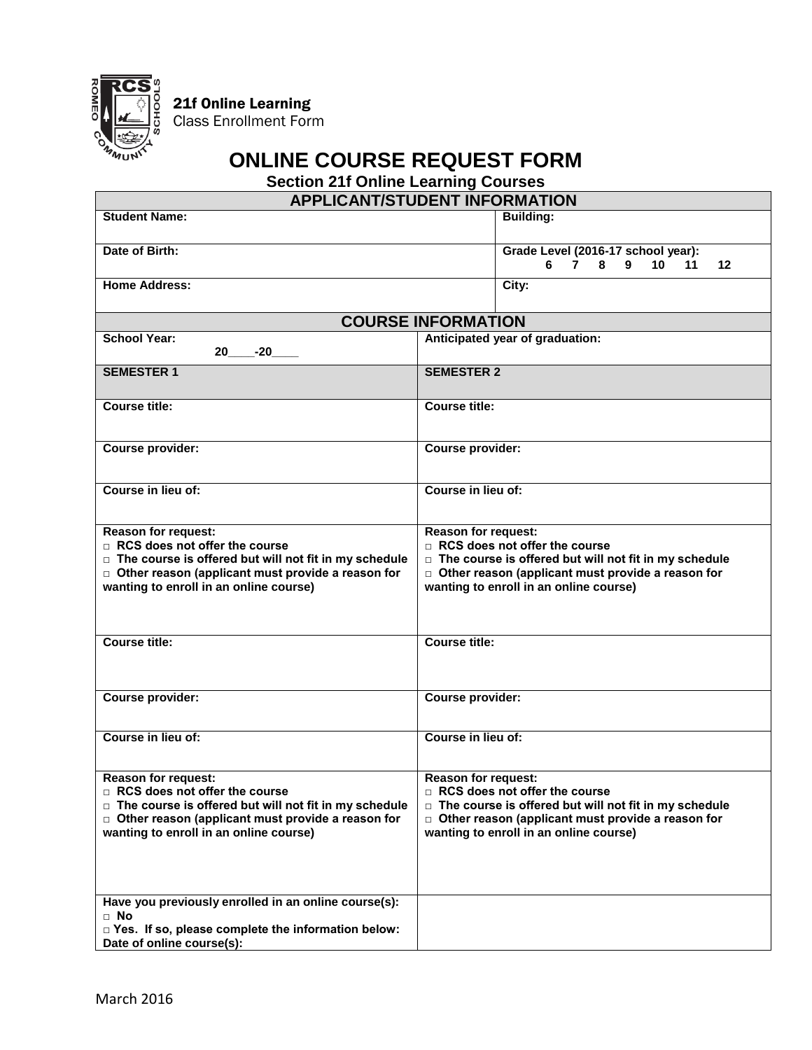21f Online Learning
Class Enrollment Form

# ONLINE COURSE REQUEST FORM

## Section 21f Online Learning Courses

| APPLICANT/STUDENT INFORMATION | |
|---|---|
| **Student Name:** | **Building:** |
| **Date of Birth:** | **Grade Level (2016-17 school year):** 6 7 8 9 10 11 12 |
| **Home Address:** | **City:** |

| COURSE INFORMATION | |
|---|---|
| **School Year:** 20____-20____ | **Anticipated year of graduation:** |
| **SEMESTER 1** | **SEMESTER 2** |
| **Course title:** | **Course title:** |
| **Course provider:** | **Course provider:** |
| **Course in lieu of:** | **Course in lieu of:** |
| **Reason for request:**<br>□ RCS does not offer the course<br>□ The course is offered but will not fit in my schedule<br>□ Other reason (applicant must provide a reason for wanting to enroll in an online course) | **Reason for request:**<br>□ RCS does not offer the course<br>□ The course is offered but will not fit in my schedule<br>□ Other reason (applicant must provide a reason for wanting to enroll in an online course) |
| **Course title:** | **Course title:** |
| **Course provider:** | **Course provider:** |
| **Course in lieu of:** | **Course in lieu of:** |
| **Reason for request:**<br>□ RCS does not offer the course<br>□ The course is offered but will not fit in my schedule<br>□ Other reason (applicant must provide a reason for wanting to enroll in an online course) | **Reason for request:**<br>□ RCS does not offer the course<br>□ The course is offered but will not fit in my schedule<br>□ Other reason (applicant must provide a reason for wanting to enroll in an online course) |
| **Have you previously enrolled in an online course(s):**<br>□ No<br>□ Yes. If so, please complete the information below:<br>Date of online course(s): | |

March 2016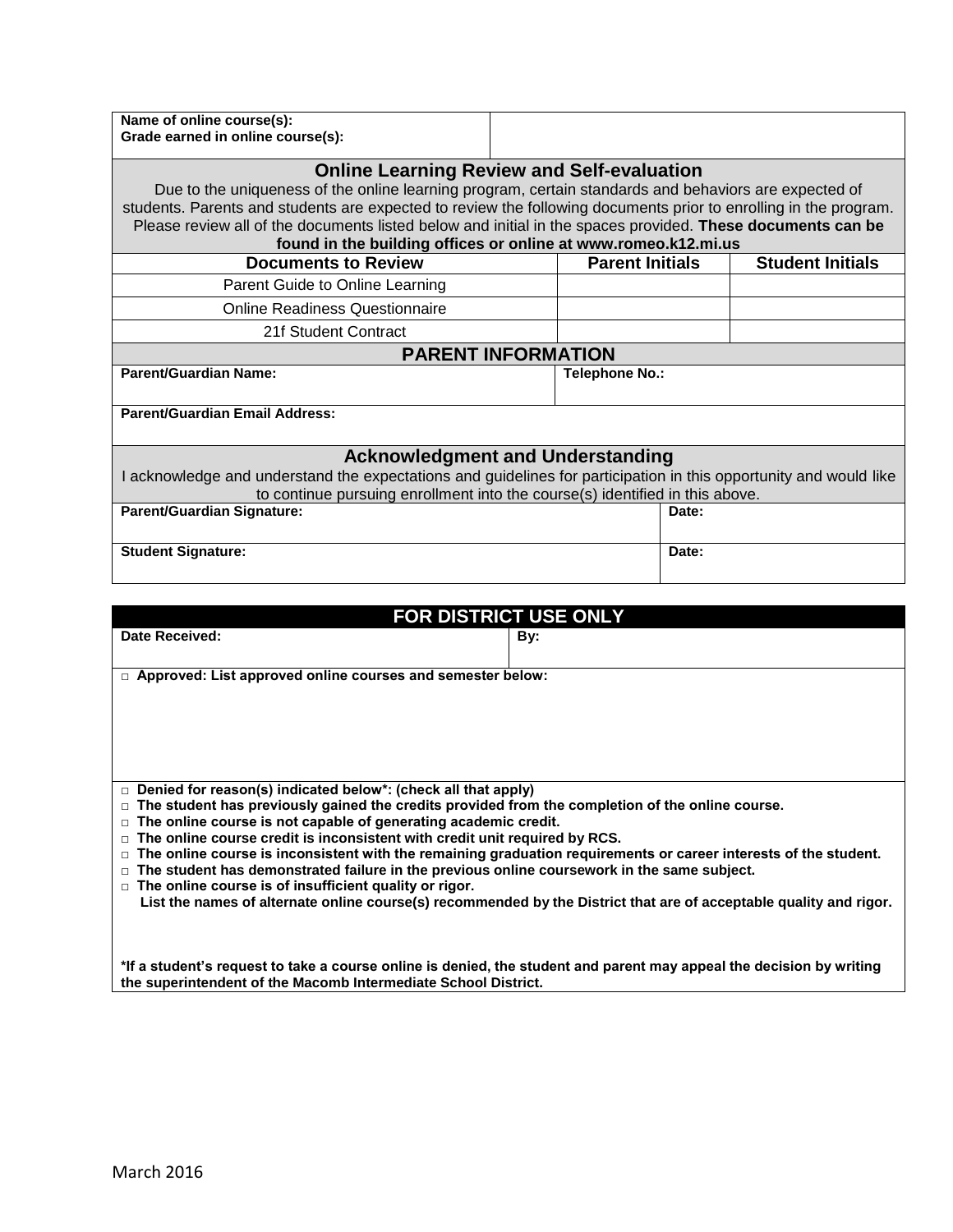| **Name of online course(s):**<br>**Grade earned in online course(s):** | |
|---|---|

## Online Learning Review and Self-evaluation

Due to the uniqueness of the online learning program, certain standards and behaviors are expected of students. Parents and students are expected to review the following documents prior to enrolling in the program. Please review all of the documents listed below and initial in the spaces provided. **These documents can be found in the building offices or online at www.romeo.k12.mi.us**

| Documents to Review | Parent Initials | Student Initials |
|---|---|---|
| Parent Guide to Online Learning | | |
| Online Readiness Questionnaire | | |
| 21f Student Contract | | |

## PARENT INFORMATION

| **Parent/Guardian Name:** | **Telephone No.:** |
|---|---|
| **Parent/Guardian Email Address:** | |

## Acknowledgment and Understanding

I acknowledge and understand the expectations and guidelines for participation in this opportunity and would like to continue pursuing enrollment into the course(s) identified in this above.

| **Parent/Guardian Signature:** | **Date:** |
|---|---|
| **Student Signature:** | **Date:** |

## FOR DISTRICT USE ONLY

| **Date Received:** | **By:** |
|---|---|

□ **Approved: List approved online courses and semester below:**

□ **Denied for reason(s) indicated below\*: (check all that apply)**
□ **The student has previously gained the credits provided from the completion of the online course.**
□ **The online course is not capable of generating academic credit.**
□ **The online course credit is inconsistent with credit unit required by RCS.**
□ **The online course is inconsistent with the remaining graduation requirements or career interests of the student.**
□ **The student has demonstrated failure in the previous online coursework in the same subject.**
□ **The online course is of insufficient quality or rigor.**
**List the names of alternate online course(s) recommended by the District that are of acceptable quality and rigor.**

**\*If a student's request to take a course online is denied, the student and parent may appeal the decision by writing the superintendent of the Macomb Intermediate School District.**

March 2016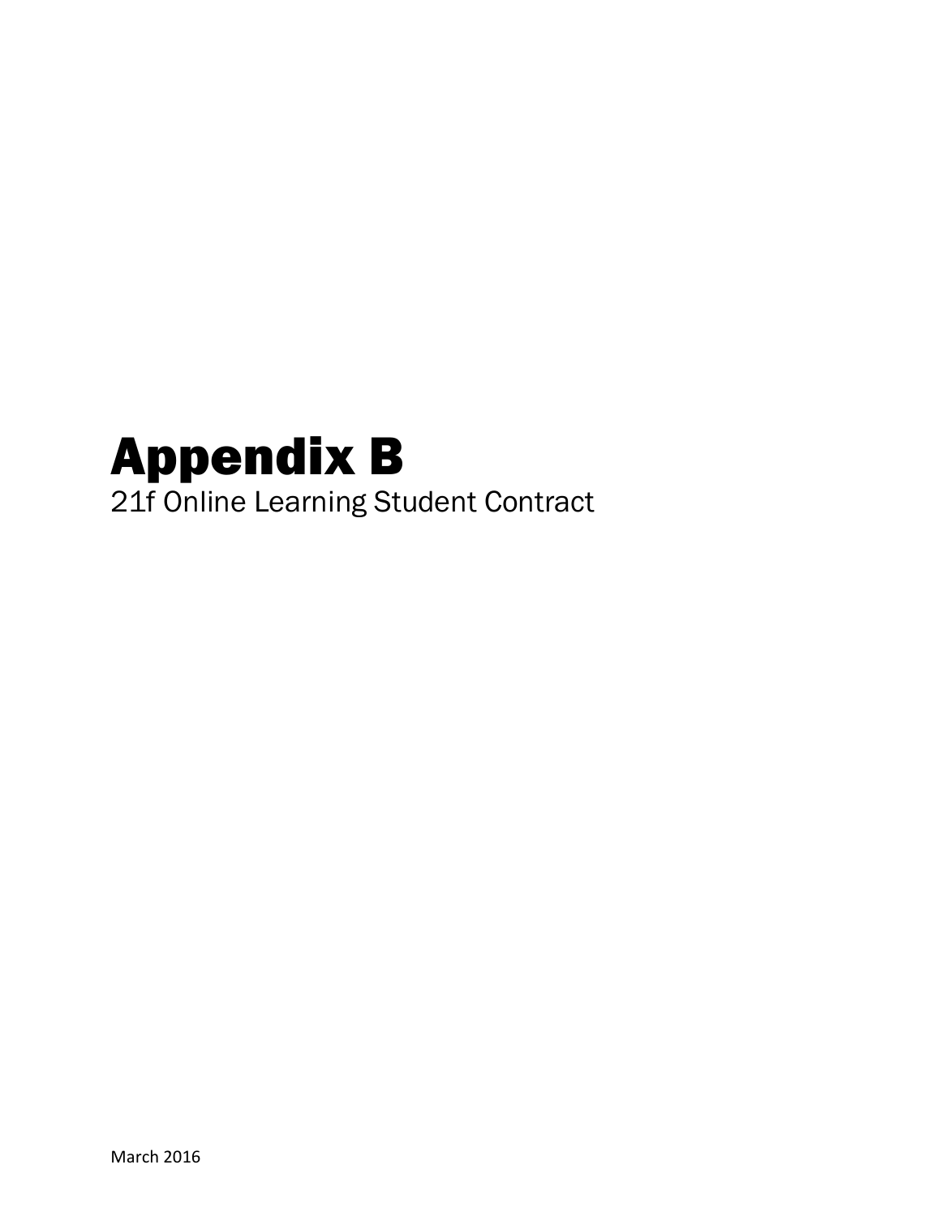# Appendix B

21f Online Learning Student Contract

March 2016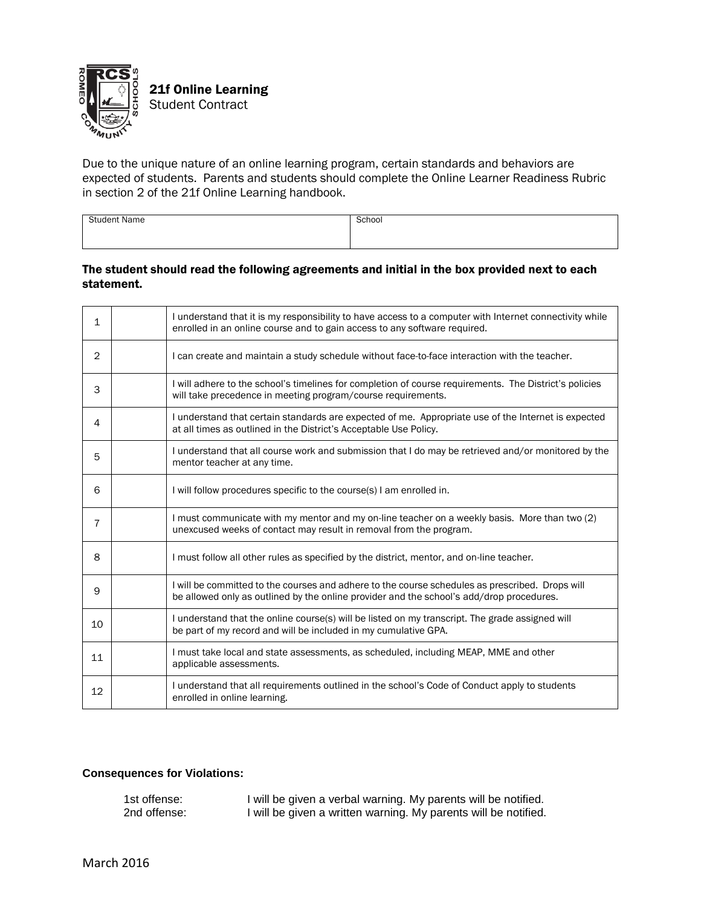# 21f Online Learning

Student Contract

Due to the unique nature of an online learning program, certain standards and behaviors are expected of students. Parents and students should complete the Online Learner Readiness Rubric in section 2 of the 21f Online Learning handbook.

| Student Name | School |
|---|---|
| | |

**The student should read the following agreements and initial in the box provided next to each statement.**

| | | |
|---|---|---|
| 1 | | I understand that it is my responsibility to have access to a computer with Internet connectivity while enrolled in an online course and to gain access to any software required. |
| 2 | | I can create and maintain a study schedule without face-to-face interaction with the teacher. |
| 3 | | I will adhere to the school's timelines for completion of course requirements. The District's policies will take precedence in meeting program/course requirements. |
| 4 | | I understand that certain standards are expected of me. Appropriate use of the Internet is expected at all times as outlined in the District's Acceptable Use Policy. |
| 5 | | I understand that all course work and submission that I do may be retrieved and/or monitored by the mentor teacher at any time. |
| 6 | | I will follow procedures specific to the course(s) I am enrolled in. |
| 7 | | I must communicate with my mentor and my on-line teacher on a weekly basis. More than two (2) unexcused weeks of contact may result in removal from the program. |
| 8 | | I must follow all other rules as specified by the district, mentor, and on-line teacher. |
| 9 | | I will be committed to the courses and adhere to the course schedules as prescribed. Drops will be allowed only as outlined by the online provider and the school's add/drop procedures. |
| 10 | | I understand that the online course(s) will be listed on my transcript. The grade assigned will be part of my record and will be included in my cumulative GPA. |
| 11 | | I must take local and state assessments, as scheduled, including MEAP, MME and other applicable assessments. |
| 12 | | I understand that all requirements outlined in the school's Code of Conduct apply to students enrolled in online learning. |

**Consequences for Violations:**

1st offense: I will be given a verbal warning. My parents will be notified.
2nd offense: I will be given a written warning. My parents will be notified.

March 2016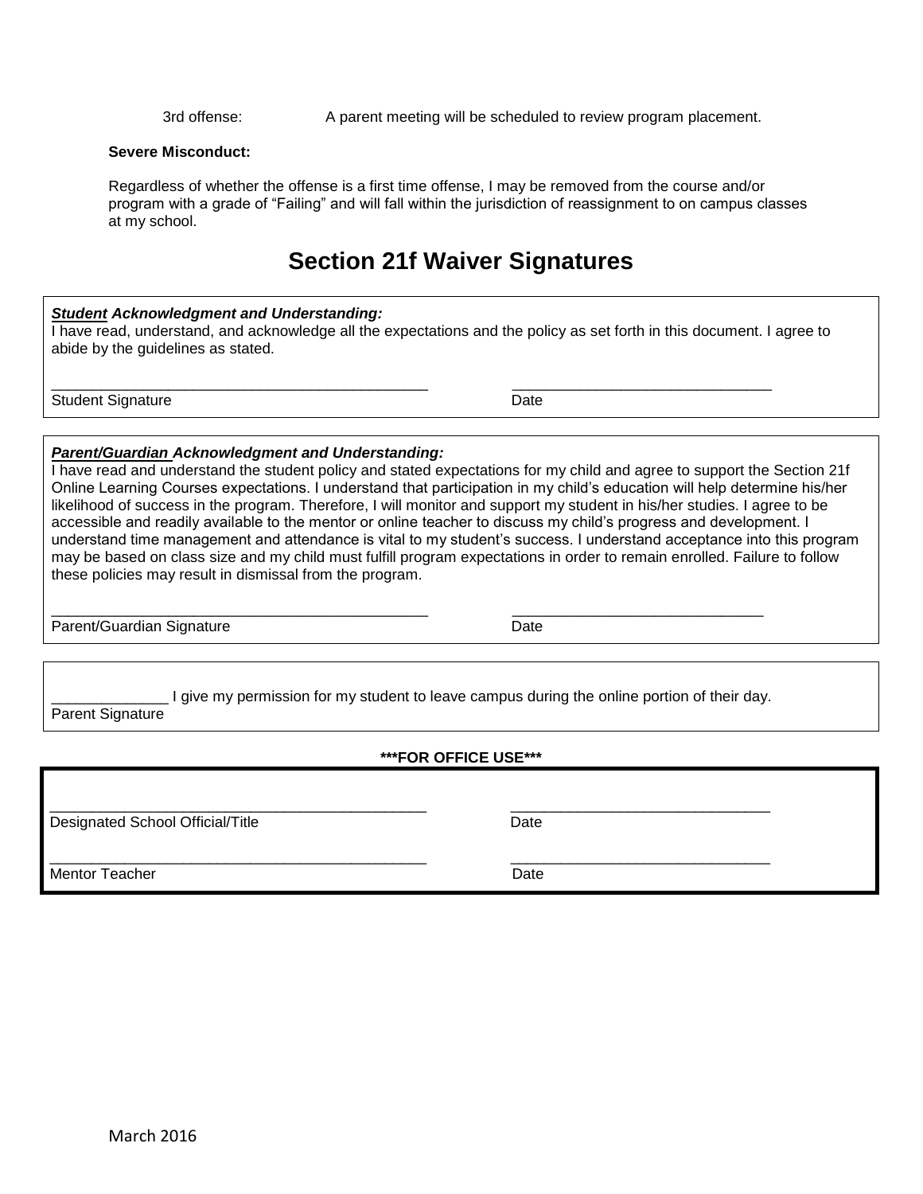3rd offense: A parent meeting will be scheduled to review program placement.

**Severe Misconduct:**

Regardless of whether the offense is a first time offense, I may be removed from the course and/or program with a grade of "Failing" and will fall within the jurisdiction of reassignment to on campus classes at my school.

# Section 21f Waiver Signatures

***<u>Student</u> Acknowledgment and Understanding:***
I have read, understand, and acknowledge all the expectations and the policy as set forth in this document. I agree to abide by the guidelines as stated.

_____________________________________________ _______________________________
Student Signature Date

***<u>Parent/Guardian</u> Acknowledgment and Understanding:***
I have read and understand the student policy and stated expectations for my child and agree to support the Section 21f Online Learning Courses expectations. I understand that participation in my child's education will help determine his/her likelihood of success in the program. Therefore, I will monitor and support my student in his/her studies. I agree to be accessible and readily available to the mentor or online teacher to discuss my child's progress and development. I understand time management and attendance is vital to my student's success. I understand acceptance into this program may be based on class size and my child must fulfill program expectations in order to remain enrolled. Failure to follow these policies may result in dismissal from the program.

_____________________________________________ ______________________________
Parent/Guardian Signature Date

______________ I give my permission for my student to leave campus during the online portion of their day.
Parent Signature

**\*\*\*FOR OFFICE USE\*\*\***

_____________________________________________ _______________________________
Designated School Official/Title Date

_____________________________________________ _______________________________
Mentor Teacher Date

March 2016